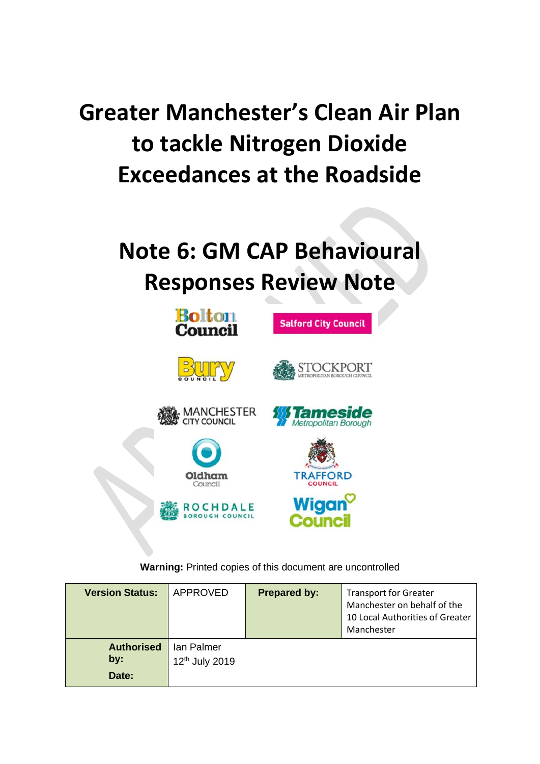# Greater Manchester's Clean Air Plan to tackle Nitrogen Dioxide Exceedances at the Roadside

# Note 6: GM CAP Behavioural Responses Review Note

**Warning:** Printed copies of this document are uncontrolled

| **Version Status:** | APPROVED | **Prepared by:** | Transport for Greater Manchester on behalf of the 10 Local Authorities of Greater Manchester |
|---|---|---|---|
| **Authorised by:** **Date:** | Ian Palmer 12th July 2019 | | |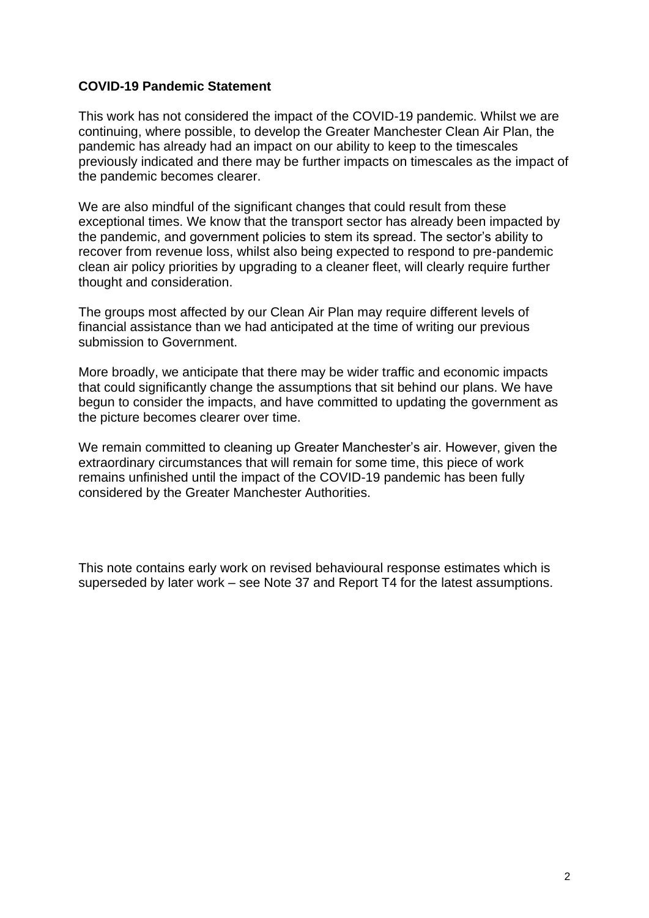**COVID-19 Pandemic Statement**

This work has not considered the impact of the COVID-19 pandemic. Whilst we are continuing, where possible, to develop the Greater Manchester Clean Air Plan, the pandemic has already had an impact on our ability to keep to the timescales previously indicated and there may be further impacts on timescales as the impact of the pandemic becomes clearer.

We are also mindful of the significant changes that could result from these exceptional times. We know that the transport sector has already been impacted by the pandemic, and government policies to stem its spread. The sector's ability to recover from revenue loss, whilst also being expected to respond to pre-pandemic clean air policy priorities by upgrading to a cleaner fleet, will clearly require further thought and consideration.

The groups most affected by our Clean Air Plan may require different levels of financial assistance than we had anticipated at the time of writing our previous submission to Government.

More broadly, we anticipate that there may be wider traffic and economic impacts that could significantly change the assumptions that sit behind our plans. We have begun to consider the impacts, and have committed to updating the government as the picture becomes clearer over time.

We remain committed to cleaning up Greater Manchester's air. However, given the extraordinary circumstances that will remain for some time, this piece of work remains unfinished until the impact of the COVID-19 pandemic has been fully considered by the Greater Manchester Authorities.

This note contains early work on revised behavioural response estimates which is superseded by later work – see Note 37 and Report T4 for the latest assumptions.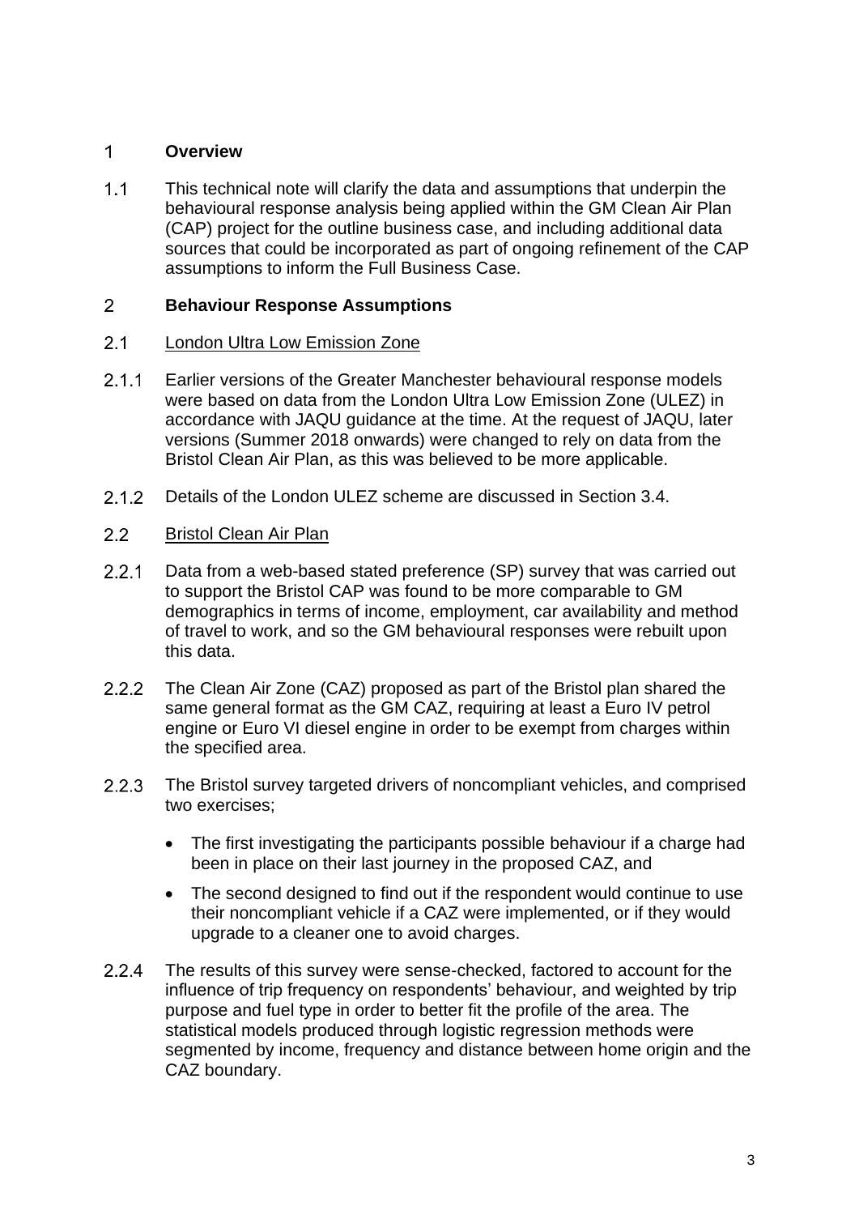# 1 Overview

1.1 This technical note will clarify the data and assumptions that underpin the behavioural response analysis being applied within the GM Clean Air Plan (CAP) project for the outline business case, and including additional data sources that could be incorporated as part of ongoing refinement of the CAP assumptions to inform the Full Business Case.

# 2 Behaviour Response Assumptions

## 2.1 London Ultra Low Emission Zone

2.1.1 Earlier versions of the Greater Manchester behavioural response models were based on data from the London Ultra Low Emission Zone (ULEZ) in accordance with JAQU guidance at the time. At the request of JAQU, later versions (Summer 2018 onwards) were changed to rely on data from the Bristol Clean Air Plan, as this was believed to be more applicable.

2.1.2 Details of the London ULEZ scheme are discussed in Section 3.4.

## 2.2 Bristol Clean Air Plan

2.2.1 Data from a web-based stated preference (SP) survey that was carried out to support the Bristol CAP was found to be more comparable to GM demographics in terms of income, employment, car availability and method of travel to work, and so the GM behavioural responses were rebuilt upon this data.

2.2.2 The Clean Air Zone (CAZ) proposed as part of the Bristol plan shared the same general format as the GM CAZ, requiring at least a Euro IV petrol engine or Euro VI diesel engine in order to be exempt from charges within the specified area.

2.2.3 The Bristol survey targeted drivers of noncompliant vehicles, and comprised two exercises;

- The first investigating the participants possible behaviour if a charge had been in place on their last journey in the proposed CAZ, and
- The second designed to find out if the respondent would continue to use their noncompliant vehicle if a CAZ were implemented, or if they would upgrade to a cleaner one to avoid charges.

2.2.4 The results of this survey were sense-checked, factored to account for the influence of trip frequency on respondents' behaviour, and weighted by trip purpose and fuel type in order to better fit the profile of the area. The statistical models produced through logistic regression methods were segmented by income, frequency and distance between home origin and the CAZ boundary.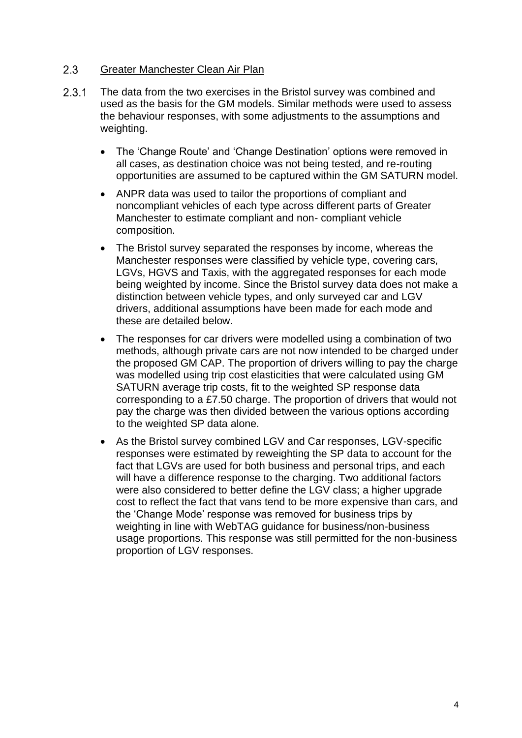## 2.3 Greater Manchester Clean Air Plan

2.3.1 The data from the two exercises in the Bristol survey was combined and used as the basis for the GM models. Similar methods were used to assess the behaviour responses, with some adjustments to the assumptions and weighting.

- The 'Change Route' and 'Change Destination' options were removed in all cases, as destination choice was not being tested, and re-routing opportunities are assumed to be captured within the GM SATURN model.
- ANPR data was used to tailor the proportions of compliant and noncompliant vehicles of each type across different parts of Greater Manchester to estimate compliant and non- compliant vehicle composition.
- The Bristol survey separated the responses by income, whereas the Manchester responses were classified by vehicle type, covering cars, LGVs, HGVS and Taxis, with the aggregated responses for each mode being weighted by income. Since the Bristol survey data does not make a distinction between vehicle types, and only surveyed car and LGV drivers, additional assumptions have been made for each mode and these are detailed below.
- The responses for car drivers were modelled using a combination of two methods, although private cars are not now intended to be charged under the proposed GM CAP. The proportion of drivers willing to pay the charge was modelled using trip cost elasticities that were calculated using GM SATURN average trip costs, fit to the weighted SP response data corresponding to a £7.50 charge. The proportion of drivers that would not pay the charge was then divided between the various options according to the weighted SP data alone.
- As the Bristol survey combined LGV and Car responses, LGV-specific responses were estimated by reweighting the SP data to account for the fact that LGVs are used for both business and personal trips, and each will have a difference response to the charging. Two additional factors were also considered to better define the LGV class; a higher upgrade cost to reflect the fact that vans tend to be more expensive than cars, and the 'Change Mode' response was removed for business trips by weighting in line with WebTAG guidance for business/non-business usage proportions. This response was still permitted for the non-business proportion of LGV responses.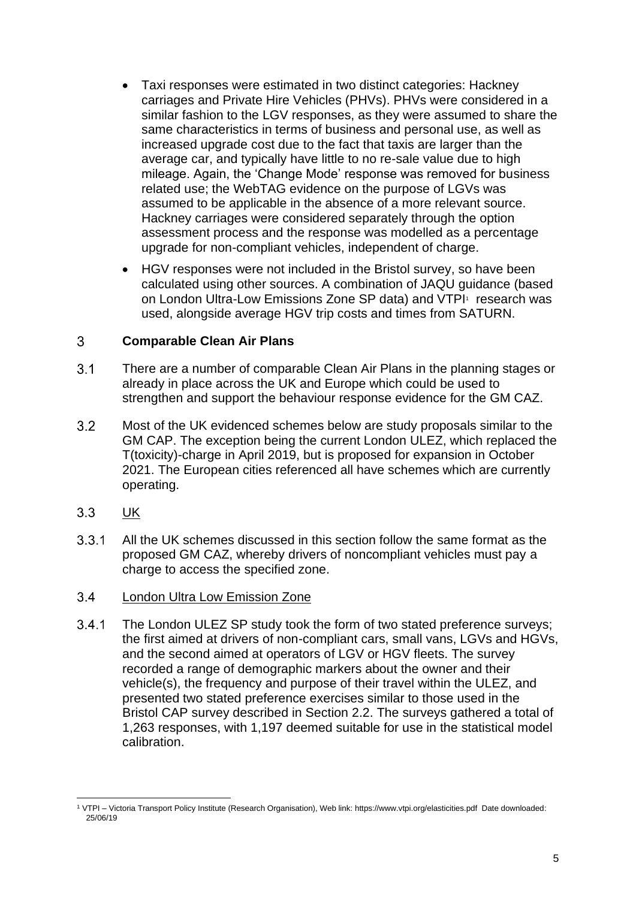- Taxi responses were estimated in two distinct categories: Hackney carriages and Private Hire Vehicles (PHVs). PHVs were considered in a similar fashion to the LGV responses, as they were assumed to share the same characteristics in terms of business and personal use, as well as increased upgrade cost due to the fact that taxis are larger than the average car, and typically have little to no re-sale value due to high mileage. Again, the 'Change Mode' response was removed for business related use; the WebTAG evidence on the purpose of LGVs was assumed to be applicable in the absence of a more relevant source. Hackney carriages were considered separately through the option assessment process and the response was modelled as a percentage upgrade for non-compliant vehicles, independent of charge.
- HGV responses were not included in the Bristol survey, so have been calculated using other sources. A combination of JAQU guidance (based on London Ultra-Low Emissions Zone SP data) and VTPI[1] research was used, alongside average HGV trip costs and times from SATURN.

## 3 Comparable Clean Air Plans

3.1 There are a number of comparable Clean Air Plans in the planning stages or already in place across the UK and Europe which could be used to strengthen and support the behaviour response evidence for the GM CAZ.

3.2 Most of the UK evidenced schemes below are study proposals similar to the GM CAP. The exception being the current London ULEZ, which replaced the T(toxicity)-charge in April 2019, but is proposed for expansion in October 2021. The European cities referenced all have schemes which are currently operating.

### 3.3 UK

3.3.1 All the UK schemes discussed in this section follow the same format as the proposed GM CAZ, whereby drivers of noncompliant vehicles must pay a charge to access the specified zone.

### 3.4 London Ultra Low Emission Zone

3.4.1 The London ULEZ SP study took the form of two stated preference surveys; the first aimed at drivers of non-compliant cars, small vans, LGVs and HGVs, and the second aimed at operators of LGV or HGV fleets. The survey recorded a range of demographic markers about the owner and their vehicle(s), the frequency and purpose of their travel within the ULEZ, and presented two stated preference exercises similar to those used in the Bristol CAP survey described in Section 2.2. The surveys gathered a total of 1,263 responses, with 1,197 deemed suitable for use in the statistical model calibration.

---

[1] VTPI – Victoria Transport Policy Institute (Research Organisation), Web link: https://www.vtpi.org/elasticities.pdf Date downloaded: 25/06/19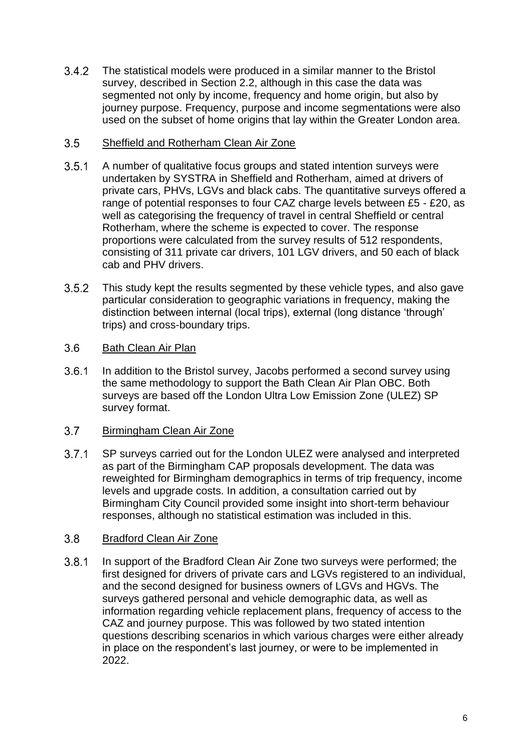3.4.2 The statistical models were produced in a similar manner to the Bristol survey, described in Section 2.2, although in this case the data was segmented not only by income, frequency and home origin, but also by journey purpose. Frequency, purpose and income segmentations were also used on the subset of home origins that lay within the Greater London area.

## 3.5 Sheffield and Rotherham Clean Air Zone

3.5.1 A number of qualitative focus groups and stated intention surveys were undertaken by SYSTRA in Sheffield and Rotherham, aimed at drivers of private cars, PHVs, LGVs and black cabs. The quantitative surveys offered a range of potential responses to four CAZ charge levels between £5 - £20, as well as categorising the frequency of travel in central Sheffield or central Rotherham, where the scheme is expected to cover. The response proportions were calculated from the survey results of 512 respondents, consisting of 311 private car drivers, 101 LGV drivers, and 50 each of black cab and PHV drivers.

3.5.2 This study kept the results segmented by these vehicle types, and also gave particular consideration to geographic variations in frequency, making the distinction between internal (local trips), external (long distance 'through' trips) and cross-boundary trips.

## 3.6 Bath Clean Air Plan

3.6.1 In addition to the Bristol survey, Jacobs performed a second survey using the same methodology to support the Bath Clean Air Plan OBC. Both surveys are based off the London Ultra Low Emission Zone (ULEZ) SP survey format.

## 3.7 Birmingham Clean Air Zone

3.7.1 SP surveys carried out for the London ULEZ were analysed and interpreted as part of the Birmingham CAP proposals development. The data was reweighted for Birmingham demographics in terms of trip frequency, income levels and upgrade costs. In addition, a consultation carried out by Birmingham City Council provided some insight into short-term behaviour responses, although no statistical estimation was included in this.

## 3.8 Bradford Clean Air Zone

3.8.1 In support of the Bradford Clean Air Zone two surveys were performed; the first designed for drivers of private cars and LGVs registered to an individual, and the second designed for business owners of LGVs and HGVs. The surveys gathered personal and vehicle demographic data, as well as information regarding vehicle replacement plans, frequency of access to the CAZ and journey purpose. This was followed by two stated intention questions describing scenarios in which various charges were either already in place on the respondent's last journey, or were to be implemented in 2022.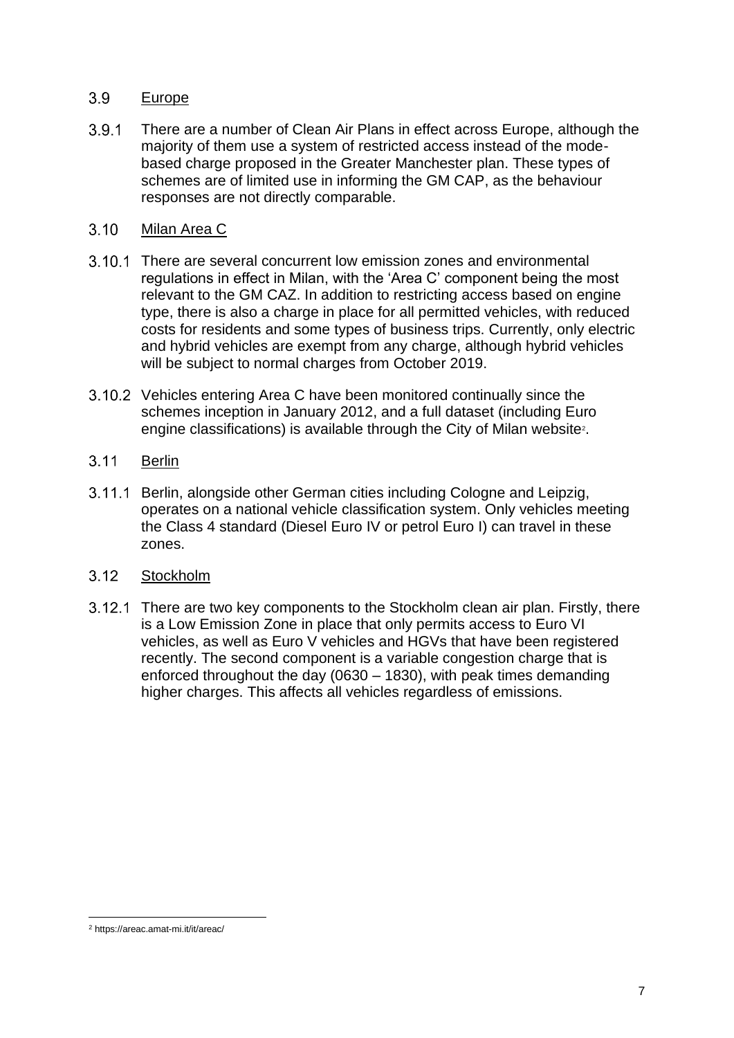### 3.9 Europe

3.9.1 There are a number of Clean Air Plans in effect across Europe, although the majority of them use a system of restricted access instead of the mode-based charge proposed in the Greater Manchester plan. These types of schemes are of limited use in informing the GM CAP, as the behaviour responses are not directly comparable.

### 3.10 Milan Area C

3.10.1 There are several concurrent low emission zones and environmental regulations in effect in Milan, with the 'Area C' component being the most relevant to the GM CAZ. In addition to restricting access based on engine type, there is also a charge in place for all permitted vehicles, with reduced costs for residents and some types of business trips. Currently, only electric and hybrid vehicles are exempt from any charge, although hybrid vehicles will be subject to normal charges from October 2019.

3.10.2 Vehicles entering Area C have been monitored continually since the schemes inception in January 2012, and a full dataset (including Euro engine classifications) is available through the City of Milan website[2].

### 3.11 Berlin

3.11.1 Berlin, alongside other German cities including Cologne and Leipzig, operates on a national vehicle classification system. Only vehicles meeting the Class 4 standard (Diesel Euro IV or petrol Euro I) can travel in these zones.

### 3.12 Stockholm

3.12.1 There are two key components to the Stockholm clean air plan. Firstly, there is a Low Emission Zone in place that only permits access to Euro VI vehicles, as well as Euro V vehicles and HGVs that have been registered recently. The second component is a variable congestion charge that is enforced throughout the day (0630 – 1830), with peak times demanding higher charges. This affects all vehicles regardless of emissions.

---

[2] https://areac.amat-mi.it/it/areac/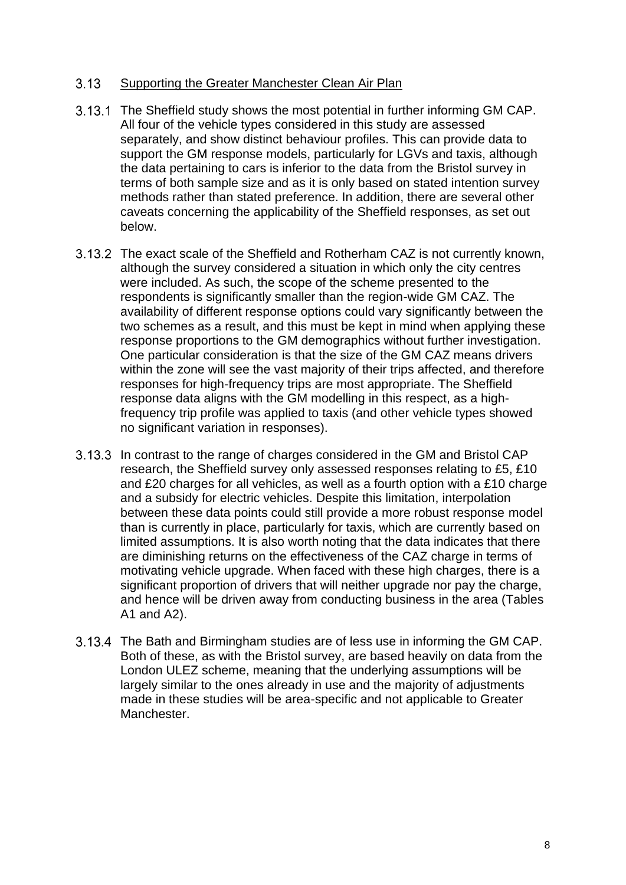### 3.13 Supporting the Greater Manchester Clean Air Plan

3.13.1 The Sheffield study shows the most potential in further informing GM CAP. All four of the vehicle types considered in this study are assessed separately, and show distinct behaviour profiles. This can provide data to support the GM response models, particularly for LGVs and taxis, although the data pertaining to cars is inferior to the data from the Bristol survey in terms of both sample size and as it is only based on stated intention survey methods rather than stated preference. In addition, there are several other caveats concerning the applicability of the Sheffield responses, as set out below.

3.13.2 The exact scale of the Sheffield and Rotherham CAZ is not currently known, although the survey considered a situation in which only the city centres were included. As such, the scope of the scheme presented to the respondents is significantly smaller than the region-wide GM CAZ. The availability of different response options could vary significantly between the two schemes as a result, and this must be kept in mind when applying these response proportions to the GM demographics without further investigation. One particular consideration is that the size of the GM CAZ means drivers within the zone will see the vast majority of their trips affected, and therefore responses for high-frequency trips are most appropriate. The Sheffield response data aligns with the GM modelling in this respect, as a high-frequency trip profile was applied to taxis (and other vehicle types showed no significant variation in responses).

3.13.3 In contrast to the range of charges considered in the GM and Bristol CAP research, the Sheffield survey only assessed responses relating to £5, £10 and £20 charges for all vehicles, as well as a fourth option with a £10 charge and a subsidy for electric vehicles. Despite this limitation, interpolation between these data points could still provide a more robust response model than is currently in place, particularly for taxis, which are currently based on limited assumptions. It is also worth noting that the data indicates that there are diminishing returns on the effectiveness of the CAZ charge in terms of motivating vehicle upgrade. When faced with these high charges, there is a significant proportion of drivers that will neither upgrade nor pay the charge, and hence will be driven away from conducting business in the area (Tables A1 and A2).

3.13.4 The Bath and Birmingham studies are of less use in informing the GM CAP. Both of these, as with the Bristol survey, are based heavily on data from the London ULEZ scheme, meaning that the underlying assumptions will be largely similar to the ones already in use and the majority of adjustments made in these studies will be area-specific and not applicable to Greater Manchester.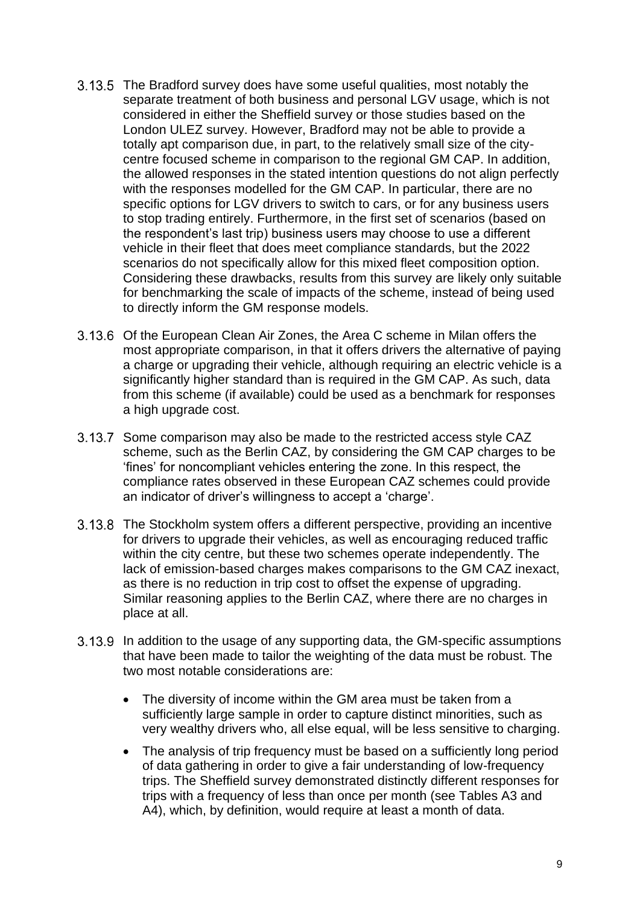3.13.5 The Bradford survey does have some useful qualities, most notably the separate treatment of both business and personal LGV usage, which is not considered in either the Sheffield survey or those studies based on the London ULEZ survey. However, Bradford may not be able to provide a totally apt comparison due, in part, to the relatively small size of the city-centre focused scheme in comparison to the regional GM CAP. In addition, the allowed responses in the stated intention questions do not align perfectly with the responses modelled for the GM CAP. In particular, there are no specific options for LGV drivers to switch to cars, or for any business users to stop trading entirely. Furthermore, in the first set of scenarios (based on the respondent's last trip) business users may choose to use a different vehicle in their fleet that does meet compliance standards, but the 2022 scenarios do not specifically allow for this mixed fleet composition option. Considering these drawbacks, results from this survey are likely only suitable for benchmarking the scale of impacts of the scheme, instead of being used to directly inform the GM response models.

3.13.6 Of the European Clean Air Zones, the Area C scheme in Milan offers the most appropriate comparison, in that it offers drivers the alternative of paying a charge or upgrading their vehicle, although requiring an electric vehicle is a significantly higher standard than is required in the GM CAP. As such, data from this scheme (if available) could be used as a benchmark for responses a high upgrade cost.

3.13.7 Some comparison may also be made to the restricted access style CAZ scheme, such as the Berlin CAZ, by considering the GM CAP charges to be 'fines' for noncompliant vehicles entering the zone. In this respect, the compliance rates observed in these European CAZ schemes could provide an indicator of driver's willingness to accept a 'charge'.

3.13.8 The Stockholm system offers a different perspective, providing an incentive for drivers to upgrade their vehicles, as well as encouraging reduced traffic within the city centre, but these two schemes operate independently. The lack of emission-based charges makes comparisons to the GM CAZ inexact, as there is no reduction in trip cost to offset the expense of upgrading. Similar reasoning applies to the Berlin CAZ, where there are no charges in place at all.

3.13.9 In addition to the usage of any supporting data, the GM-specific assumptions that have been made to tailor the weighting of the data must be robust. The two most notable considerations are:

- The diversity of income within the GM area must be taken from a sufficiently large sample in order to capture distinct minorities, such as very wealthy drivers who, all else equal, will be less sensitive to charging.
- The analysis of trip frequency must be based on a sufficiently long period of data gathering in order to give a fair understanding of low-frequency trips. The Sheffield survey demonstrated distinctly different responses for trips with a frequency of less than once per month (see Tables A3 and A4), which, by definition, would require at least a month of data.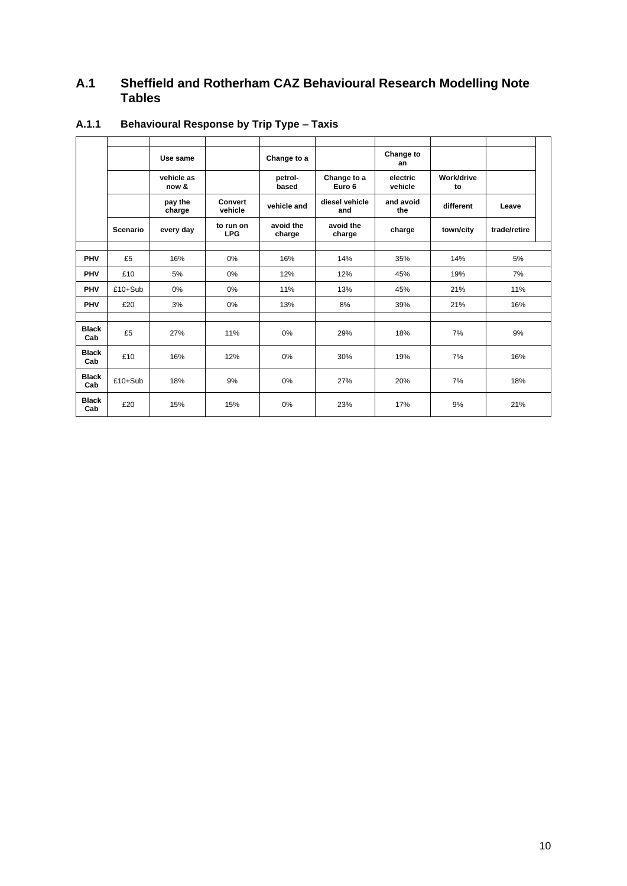## A.1 Sheffield and Rotherham CAZ Behavioural Research Modelling Note Tables

### A.1.1 Behavioural Response by Trip Type – Taxis

| | Scenario | Use same vehicle as now & pay the charge every day | Convert vehicle to run on LPG | Change to a petrol-based vehicle and avoid the charge | Change to a Euro 6 diesel vehicle and avoid the charge | Change to an electric vehicle and avoid the charge | Work/drive to different town/city | Leave trade/retire |
|---|---|---|---|---|---|---|---|---|
| PHV | £5 | 16% | 0% | 16% | 14% | 35% | 14% | 5% |
| PHV | £10 | 5% | 0% | 12% | 12% | 45% | 19% | 7% |
| PHV | £10+Sub | 0% | 0% | 11% | 13% | 45% | 21% | 11% |
| PHV | £20 | 3% | 0% | 13% | 8% | 39% | 21% | 16% |
| Black Cab | £5 | 27% | 11% | 0% | 29% | 18% | 7% | 9% |
| Black Cab | £10 | 16% | 12% | 0% | 30% | 19% | 7% | 16% |
| Black Cab | £10+Sub | 18% | 9% | 0% | 27% | 20% | 7% | 18% |
| Black Cab | £20 | 15% | 15% | 0% | 23% | 17% | 9% | 21% |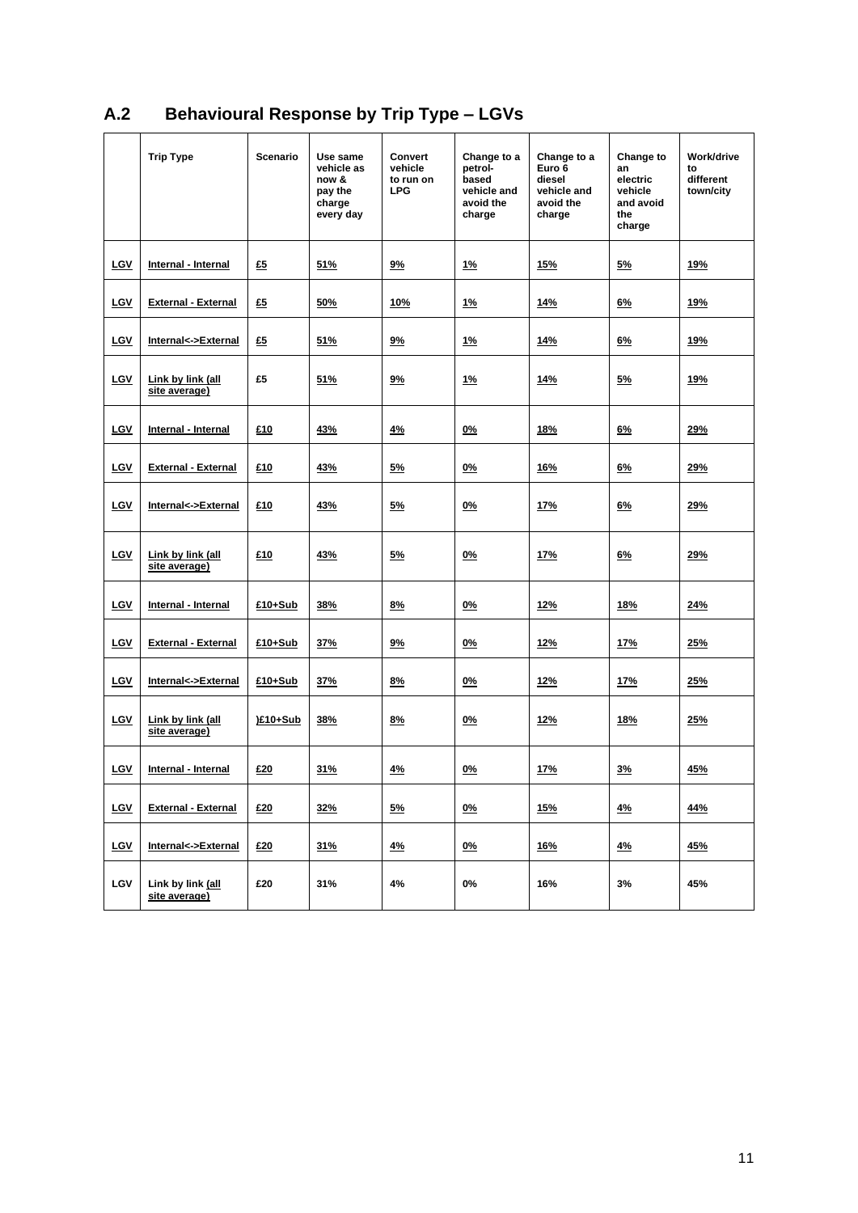## A.2 Behavioural Response by Trip Type – LGVs

| | Trip Type | Scenario | Use same vehicle as now & pay the charge every day | Convert vehicle to run on LPG | Change to a petrol-based vehicle and avoid the charge | Change to a Euro 6 diesel vehicle and avoid the charge | Change to an electric vehicle and avoid the charge | Work/drive to different town/city |
|---|---|---|---|---|---|---|---|---|
| LGV | Internal - Internal | £5 | 51% | 9% | 1% | 15% | 5% | 19% |
| LGV | External - External | £5 | 50% | 10% | 1% | 14% | 6% | 19% |
| LGV | Internal<->External | £5 | 51% | 9% | 1% | 14% | 6% | 19% |
| LGV | Link by link (all site average) | £5 | 51% | 9% | 1% | 14% | 5% | 19% |
| LGV | Internal - Internal | £10 | 43% | 4% | 0% | 18% | 6% | 29% |
| LGV | External - External | £10 | 43% | 5% | 0% | 16% | 6% | 29% |
| LGV | Internal<->External | £10 | 43% | 5% | 0% | 17% | 6% | 29% |
| LGV | Link by link (all site average) | £10 | 43% | 5% | 0% | 17% | 6% | 29% |
| LGV | Internal - Internal | £10+Sub | 38% | 8% | 0% | 12% | 18% | 24% |
| LGV | External - External | £10+Sub | 37% | 9% | 0% | 12% | 17% | 25% |
| LGV | Internal<->External | £10+Sub | 37% | 8% | 0% | 12% | 17% | 25% |
| LGV | Link by link (all site average) | )£10+Sub | 38% | 8% | 0% | 12% | 18% | 25% |
| LGV | Internal - Internal | £20 | 31% | 4% | 0% | 17% | 3% | 45% |
| LGV | External - External | £20 | 32% | 5% | 0% | 15% | 4% | 44% |
| LGV | Internal<->External | £20 | 31% | 4% | 0% | 16% | 4% | 45% |
| LGV | Link by link (all site average) | £20 | 31% | 4% | 0% | 16% | 3% | 45% |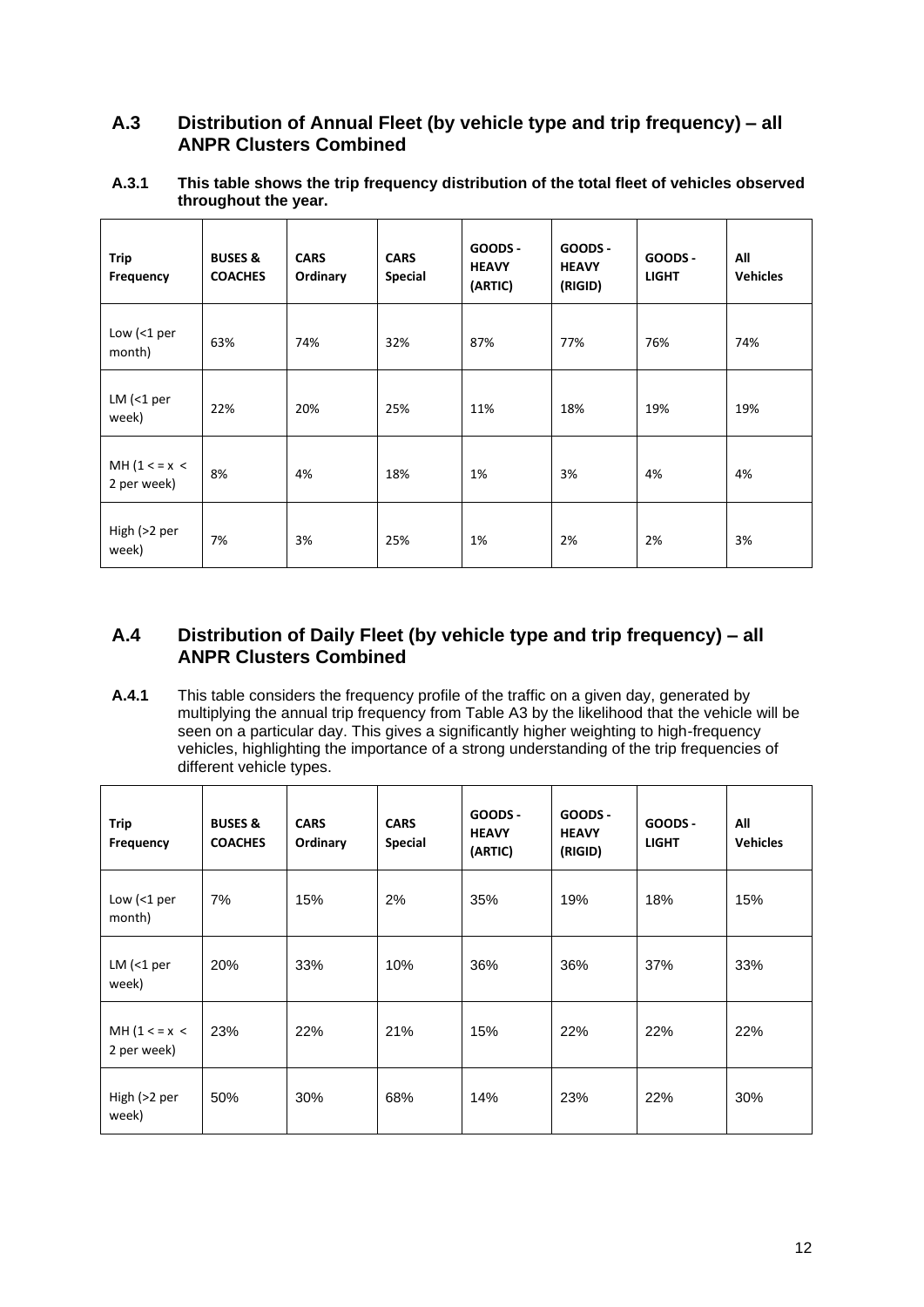## A.3 Distribution of Annual Fleet (by vehicle type and trip frequency) – all ANPR Clusters Combined

**A.3.1 This table shows the trip frequency distribution of the total fleet of vehicles observed throughout the year.**

| Trip Frequency | BUSES & COACHES | CARS Ordinary | CARS Special | GOODS - HEAVY (ARTIC) | GOODS - HEAVY (RIGID) | GOODS - LIGHT | All Vehicles |
|---|---|---|---|---|---|---|---|
| Low (<1 per month) | 63% | 74% | 32% | 87% | 77% | 76% | 74% |
| LM (<1 per week) | 22% | 20% | 25% | 11% | 18% | 19% | 19% |
| MH (1 < = x < 2 per week) | 8% | 4% | 18% | 1% | 3% | 4% | 4% |
| High (>2 per week) | 7% | 3% | 25% | 1% | 2% | 2% | 3% |

## A.4 Distribution of Daily Fleet (by vehicle type and trip frequency) – all ANPR Clusters Combined

**A.4.1** This table considers the frequency profile of the traffic on a given day, generated by multiplying the annual trip frequency from Table A3 by the likelihood that the vehicle will be seen on a particular day. This gives a significantly higher weighting to high-frequency vehicles, highlighting the importance of a strong understanding of the trip frequencies of different vehicle types.

| Trip Frequency | BUSES & COACHES | CARS Ordinary | CARS Special | GOODS - HEAVY (ARTIC) | GOODS - HEAVY (RIGID) | GOODS - LIGHT | All Vehicles |
|---|---|---|---|---|---|---|---|
| Low (<1 per month) | 7% | 15% | 2% | 35% | 19% | 18% | 15% |
| LM (<1 per week) | 20% | 33% | 10% | 36% | 36% | 37% | 33% |
| MH (1 < = x < 2 per week) | 23% | 22% | 21% | 15% | 22% | 22% | 22% |
| High (>2 per week) | 50% | 30% | 68% | 14% | 23% | 22% | 30% |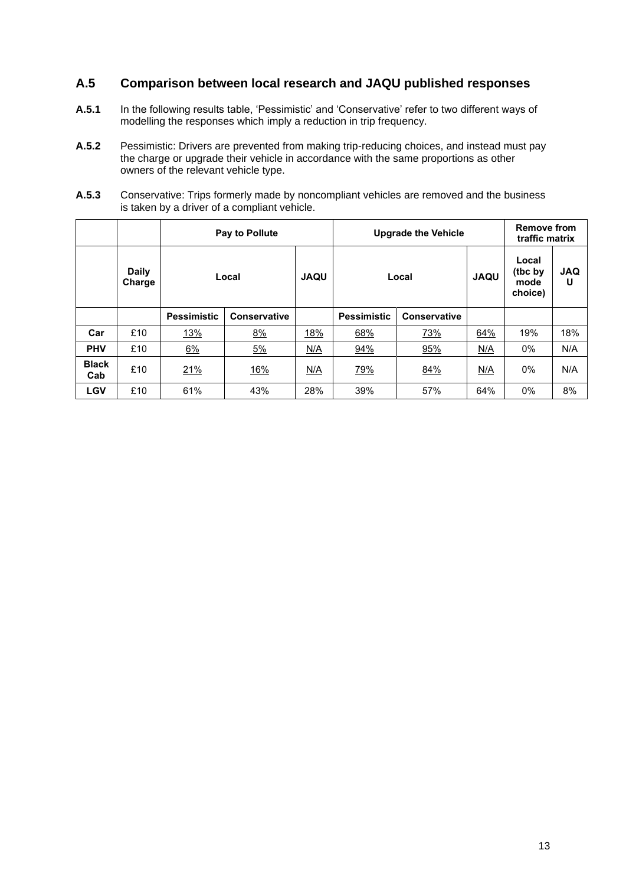## A.5 Comparison between local research and JAQU published responses

**A.5.1** In the following results table, 'Pessimistic' and 'Conservative' refer to two different ways of modelling the responses which imply a reduction in trip frequency.

**A.5.2** Pessimistic: Drivers are prevented from making trip-reducing choices, and instead must pay the charge or upgrade their vehicle in accordance with the same proportions as other owners of the relevant vehicle type.

**A.5.3** Conservative: Trips formerly made by noncompliant vehicles are removed and the business is taken by a driver of a compliant vehicle.

| | | Pay to Pollute | | | Upgrade the Vehicle | | | Remove from traffic matrix | |
|---|---|---|---|---|---|---|---|---|---|
| | **Daily Charge** | **Local** | | **JAQU** | **Local** | | **JAQU** | **Local (tbc by mode choice)** | **JAQU** |
| | | **Pessimistic** | **Conservative** | | **Pessimistic** | **Conservative** | | | |
| **Car** | £10 | 13% | 8% | 18% | 68% | 73% | 64% | 19% | 18% |
| **PHV** | £10 | 6% | 5% | N/A | 94% | 95% | N/A | 0% | N/A |
| **Black Cab** | £10 | 21% | 16% | N/A | 79% | 84% | N/A | 0% | N/A |
| **LGV** | £10 | 61% | 43% | 28% | 39% | 57% | 64% | 0% | 8% |